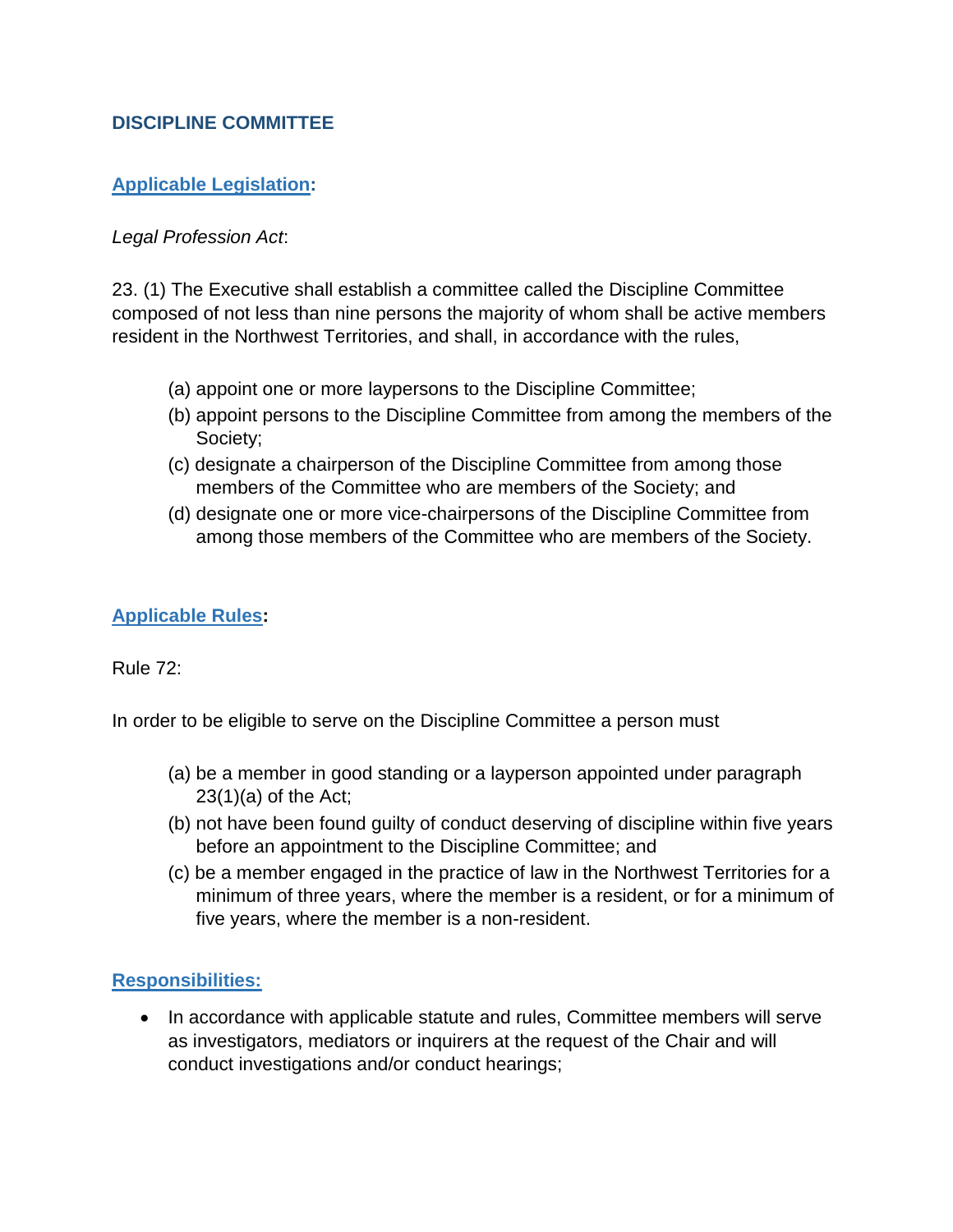## DISCIPLINE COMMITTEE

### Applicable Legislation:

*Legal Profession Act*:

23. (1) The Executive shall establish a committee called the Discipline Committee composed of not less than nine persons the majority of whom shall be active members resident in the Northwest Territories, and shall, in accordance with the rules,

- (a) appoint one or more laypersons to the Discipline Committee;
- (b) appoint persons to the Discipline Committee from among the members of the Society;
- (c) designate a chairperson of the Discipline Committee from among those members of the Committee who are members of the Society; and
- (d) designate one or more vice-chairpersons of the Discipline Committee from among those members of the Committee who are members of the Society.

### Applicable Rules:

Rule 72:

In order to be eligible to serve on the Discipline Committee a person must

- (a) be a member in good standing or a layperson appointed under paragraph 23(1)(a) of the Act;
- (b) not have been found guilty of conduct deserving of discipline within five years before an appointment to the Discipline Committee; and
- (c) be a member engaged in the practice of law in the Northwest Territories for a minimum of three years, where the member is a resident, or for a minimum of five years, where the member is a non-resident.

### Responsibilities:

- In accordance with applicable statute and rules, Committee members will serve as investigators, mediators or inquirers at the request of the Chair and will conduct investigations and/or conduct hearings;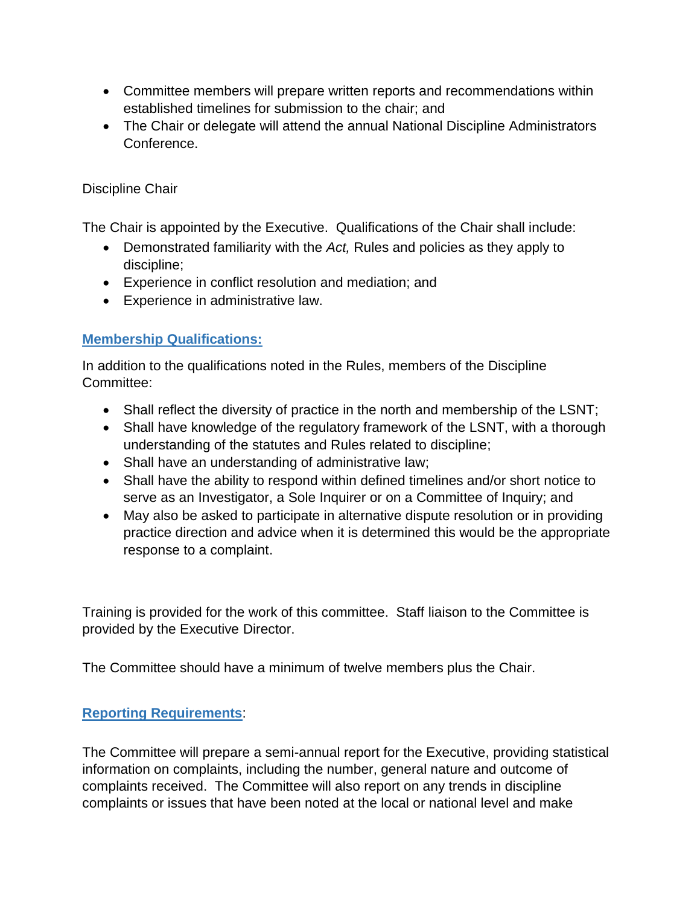- Committee members will prepare written reports and recommendations within established timelines for submission to the chair; and
- The Chair or delegate will attend the annual National Discipline Administrators Conference.

Discipline Chair

The Chair is appointed by the Executive. Qualifications of the Chair shall include:

- Demonstrated familiarity with the *Act,* Rules and policies as they apply to discipline;
- Experience in conflict resolution and mediation; and
- Experience in administrative law.

### **Membership Qualifications:**

In addition to the qualifications noted in the Rules, members of the Discipline Committee:

- Shall reflect the diversity of practice in the north and membership of the LSNT;
- Shall have knowledge of the regulatory framework of the LSNT, with a thorough understanding of the statutes and Rules related to discipline;
- Shall have an understanding of administrative law;
- Shall have the ability to respond within defined timelines and/or short notice to serve as an Investigator, a Sole Inquirer or on a Committee of Inquiry; and
- May also be asked to participate in alternative dispute resolution or in providing practice direction and advice when it is determined this would be the appropriate response to a complaint.

Training is provided for the work of this committee. Staff liaison to the Committee is provided by the Executive Director.

The Committee should have a minimum of twelve members plus the Chair.

### **Reporting Requirements**:

The Committee will prepare a semi-annual report for the Executive, providing statistical information on complaints, including the number, general nature and outcome of complaints received. The Committee will also report on any trends in discipline complaints or issues that have been noted at the local or national level and make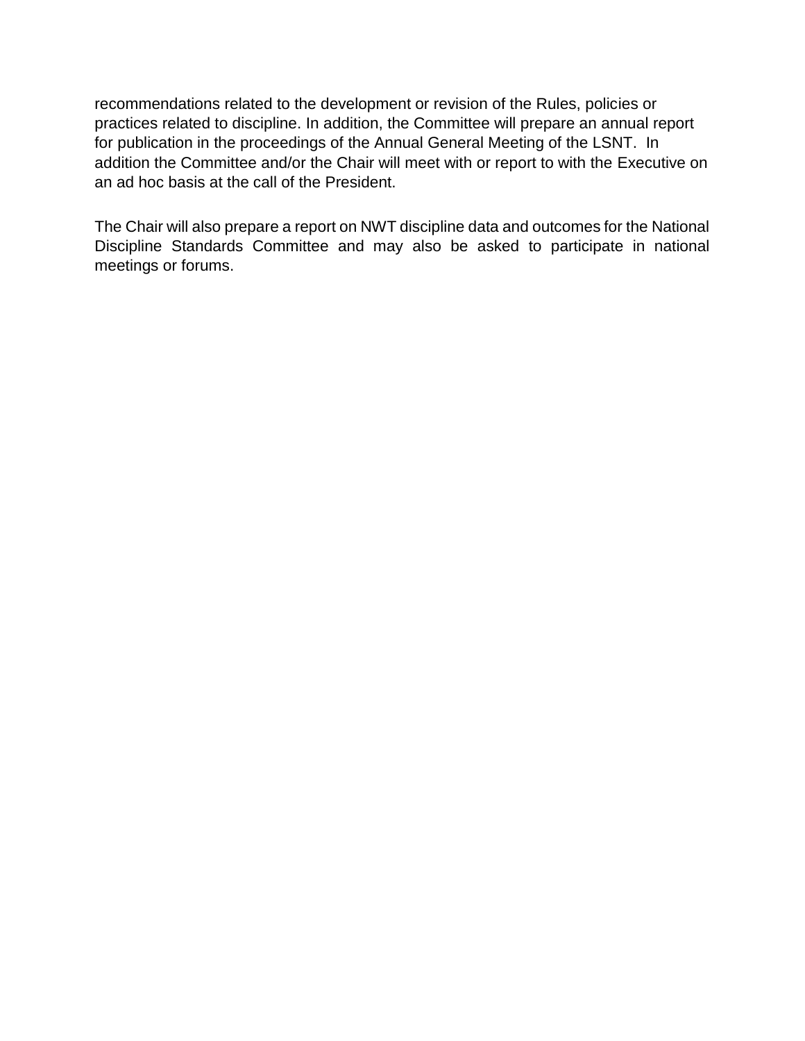recommendations related to the development or revision of the Rules, policies or practices related to discipline. In addition, the Committee will prepare an annual report for publication in the proceedings of the Annual General Meeting of the LSNT. In addition the Committee and/or the Chair will meet with or report to with the Executive on an ad hoc basis at the call of the President.

The Chair will also prepare a report on NWT discipline data and outcomes for the National Discipline Standards Committee and may also be asked to participate in national meetings or forums.